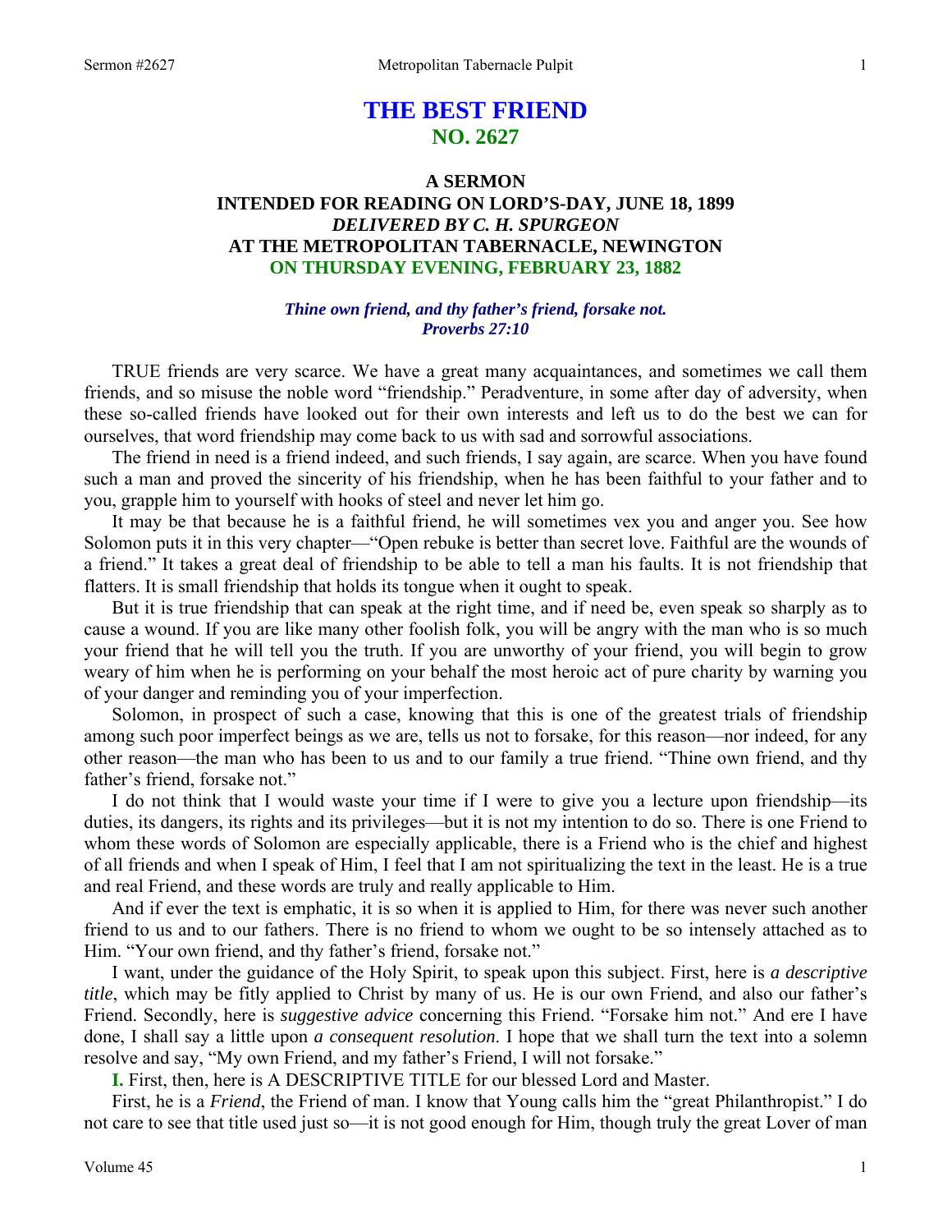# THE BEST FRIEND
## NO. 2627

### A SERMON
### INTENDED FOR READING ON LORD'S-DAY, JUNE 18, 1899
### *DELIVERED BY C. H. SPURGEON*
### AT THE METROPOLITAN TABERNACLE, NEWINGTON
### ON THURSDAY EVENING, FEBRUARY 23, 1882

***Thine own friend, and thy father's friend, forsake not.***
***Proverbs 27:10***

TRUE friends are very scarce. We have a great many acquaintances, and sometimes we call them friends, and so misuse the noble word "friendship." Peradventure, in some after day of adversity, when these so-called friends have looked out for their own interests and left us to do the best we can for ourselves, that word friendship may come back to us with sad and sorrowful associations.

The friend in need is a friend indeed, and such friends, I say again, are scarce. When you have found such a man and proved the sincerity of his friendship, when he has been faithful to your father and to you, grapple him to yourself with hooks of steel and never let him go.

It may be that because he is a faithful friend, he will sometimes vex you and anger you. See how Solomon puts it in this very chapter—"Open rebuke is better than secret love. Faithful are the wounds of a friend." It takes a great deal of friendship to be able to tell a man his faults. It is not friendship that flatters. It is small friendship that holds its tongue when it ought to speak.

But it is true friendship that can speak at the right time, and if need be, even speak so sharply as to cause a wound. If you are like many other foolish folk, you will be angry with the man who is so much your friend that he will tell you the truth. If you are unworthy of your friend, you will begin to grow weary of him when he is performing on your behalf the most heroic act of pure charity by warning you of your danger and reminding you of your imperfection.

Solomon, in prospect of such a case, knowing that this is one of the greatest trials of friendship among such poor imperfect beings as we are, tells us not to forsake, for this reason—nor indeed, for any other reason—the man who has been to us and to our family a true friend. "Thine own friend, and thy father's friend, forsake not."

I do not think that I would waste your time if I were to give you a lecture upon friendship—its duties, its dangers, its rights and its privileges—but it is not my intention to do so. There is one Friend to whom these words of Solomon are especially applicable, there is a Friend who is the chief and highest of all friends and when I speak of Him, I feel that I am not spiritualizing the text in the least. He is a true and real Friend, and these words are truly and really applicable to Him.

And if ever the text is emphatic, it is so when it is applied to Him, for there was never such another friend to us and to our fathers. There is no friend to whom we ought to be so intensely attached as to Him. "Your own friend, and thy father's friend, forsake not."

I want, under the guidance of the Holy Spirit, to speak upon this subject. First, here is *a descriptive title*, which may be fitly applied to Christ by many of us. He is our own Friend, and also our father's Friend. Secondly, here is *suggestive advice* concerning this Friend. "Forsake him not." And ere I have done, I shall say a little upon *a consequent resolution*. I hope that we shall turn the text into a solemn resolve and say, "My own Friend, and my father's Friend, I will not forsake."

**I.** First, then, here is A DESCRIPTIVE TITLE for our blessed Lord and Master.

First, he is a *Friend*, the Friend of man. I know that Young calls him the "great Philanthropist." I do not care to see that title used just so—it is not good enough for Him, though truly the great Lover of man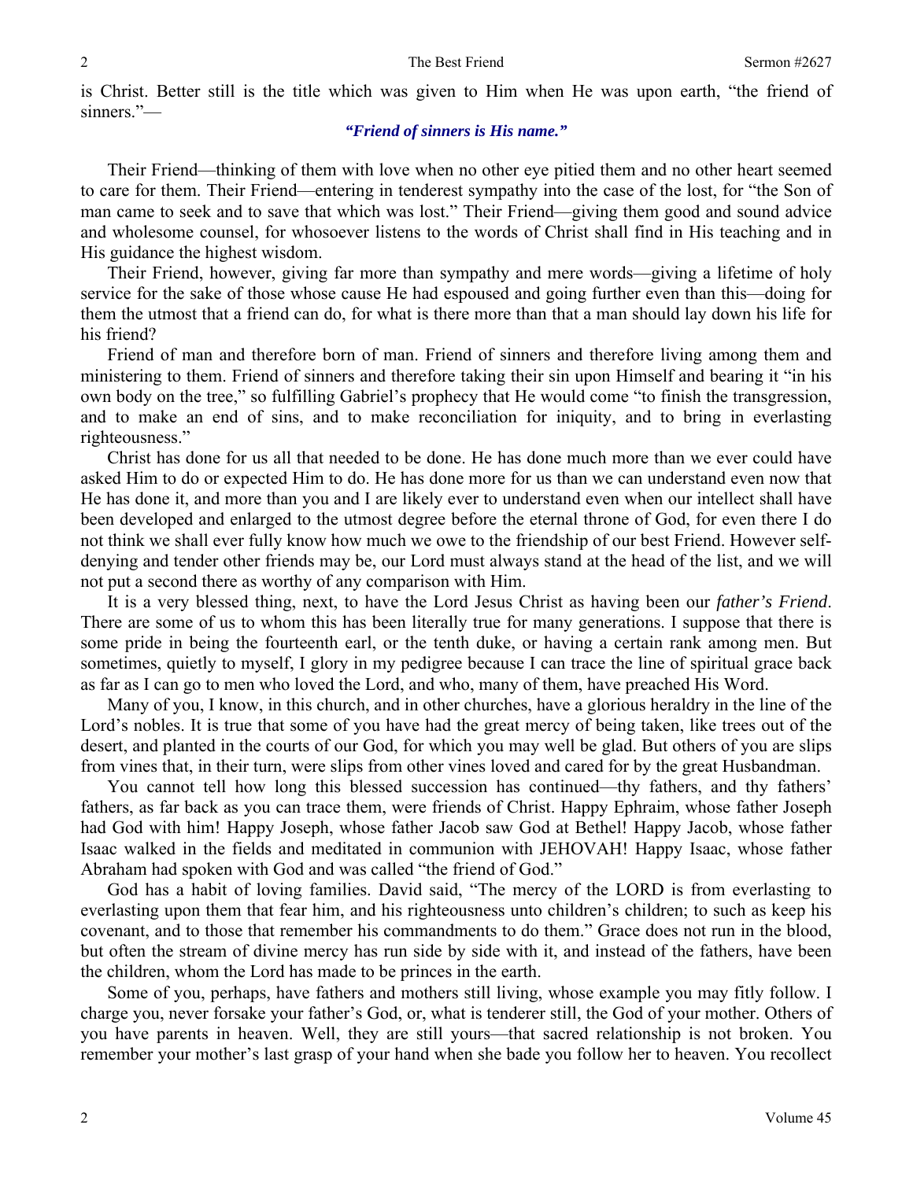is Christ. Better still is the title which was given to Him when He was upon earth, "the friend of sinners."—

*"Friend of sinners is His name."*

Their Friend—thinking of them with love when no other eye pitied them and no other heart seemed to care for them. Their Friend—entering in tenderest sympathy into the case of the lost, for "the Son of man came to seek and to save that which was lost." Their Friend—giving them good and sound advice and wholesome counsel, for whosoever listens to the words of Christ shall find in His teaching and in His guidance the highest wisdom.

Their Friend, however, giving far more than sympathy and mere words—giving a lifetime of holy service for the sake of those whose cause He had espoused and going further even than this—doing for them the utmost that a friend can do, for what is there more than that a man should lay down his life for his friend?

Friend of man and therefore born of man. Friend of sinners and therefore living among them and ministering to them. Friend of sinners and therefore taking their sin upon Himself and bearing it "in his own body on the tree," so fulfilling Gabriel's prophecy that He would come "to finish the transgression, and to make an end of sins, and to make reconciliation for iniquity, and to bring in everlasting righteousness."

Christ has done for us all that needed to be done. He has done much more than we ever could have asked Him to do or expected Him to do. He has done more for us than we can understand even now that He has done it, and more than you and I are likely ever to understand even when our intellect shall have been developed and enlarged to the utmost degree before the eternal throne of God, for even there I do not think we shall ever fully know how much we owe to the friendship of our best Friend. However self-denying and tender other friends may be, our Lord must always stand at the head of the list, and we will not put a second there as worthy of any comparison with Him.

It is a very blessed thing, next, to have the Lord Jesus Christ as having been our *father's Friend*. There are some of us to whom this has been literally true for many generations. I suppose that there is some pride in being the fourteenth earl, or the tenth duke, or having a certain rank among men. But sometimes, quietly to myself, I glory in my pedigree because I can trace the line of spiritual grace back as far as I can go to men who loved the Lord, and who, many of them, have preached His Word.

Many of you, I know, in this church, and in other churches, have a glorious heraldry in the line of the Lord's nobles. It is true that some of you have had the great mercy of being taken, like trees out of the desert, and planted in the courts of our God, for which you may well be glad. But others of you are slips from vines that, in their turn, were slips from other vines loved and cared for by the great Husbandman.

You cannot tell how long this blessed succession has continued—thy fathers, and thy fathers' fathers, as far back as you can trace them, were friends of Christ. Happy Ephraim, whose father Joseph had God with him! Happy Joseph, whose father Jacob saw God at Bethel! Happy Jacob, whose father Isaac walked in the fields and meditated in communion with JEHOVAH! Happy Isaac, whose father Abraham had spoken with God and was called "the friend of God."

God has a habit of loving families. David said, "The mercy of the LORD is from everlasting to everlasting upon them that fear him, and his righteousness unto children's children; to such as keep his covenant, and to those that remember his commandments to do them." Grace does not run in the blood, but often the stream of divine mercy has run side by side with it, and instead of the fathers, have been the children, whom the Lord has made to be princes in the earth.

Some of you, perhaps, have fathers and mothers still living, whose example you may fitly follow. I charge you, never forsake your father's God, or, what is tenderer still, the God of your mother. Others of you have parents in heaven. Well, they are still yours—that sacred relationship is not broken. You remember your mother's last grasp of your hand when she bade you follow her to heaven. You recollect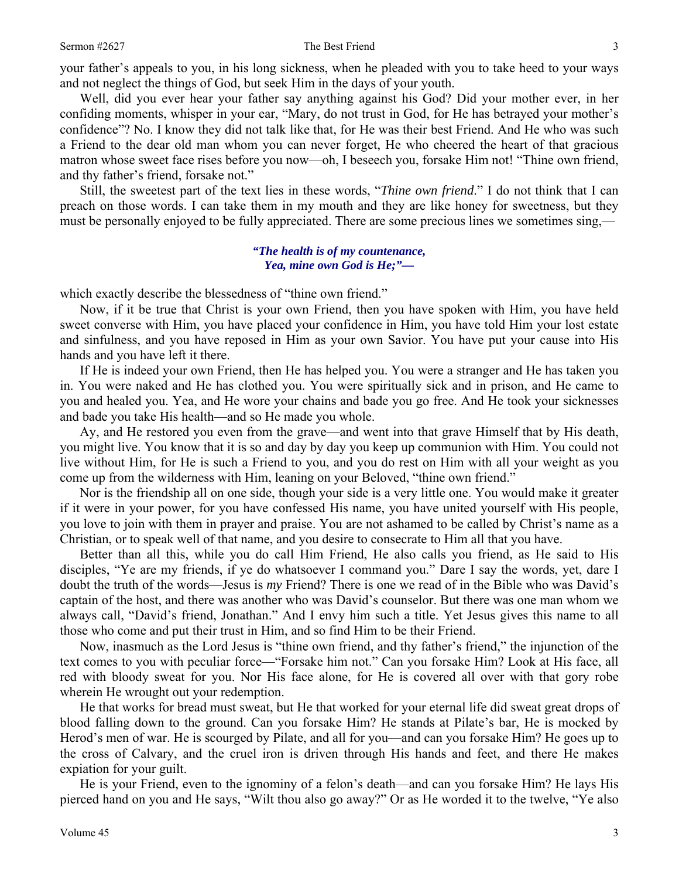your father's appeals to you, in his long sickness, when he pleaded with you to take heed to your ways and not neglect the things of God, but seek Him in the days of your youth.

Well, did you ever hear your father say anything against his God? Did your mother ever, in her confiding moments, whisper in your ear, "Mary, do not trust in God, for He has betrayed your mother's confidence"? No. I know they did not talk like that, for He was their best Friend. And He who was such a Friend to the dear old man whom you can never forget, He who cheered the heart of that gracious matron whose sweet face rises before you now—oh, I beseech you, forsake Him not! "Thine own friend, and thy father's friend, forsake not."

Still, the sweetest part of the text lies in these words, "*Thine own friend*." I do not think that I can preach on those words. I can take them in my mouth and they are like honey for sweetness, but they must be personally enjoyed to be fully appreciated. There are some precious lines we sometimes sing,—

> ***"The health is of my countenance,***
> ***Yea, mine own God is He;"—***

which exactly describe the blessedness of "thine own friend."

Now, if it be true that Christ is your own Friend, then you have spoken with Him, you have held sweet converse with Him, you have placed your confidence in Him, you have told Him your lost estate and sinfulness, and you have reposed in Him as your own Savior. You have put your cause into His hands and you have left it there.

If He is indeed your own Friend, then He has helped you. You were a stranger and He has taken you in. You were naked and He has clothed you. You were spiritually sick and in prison, and He came to you and healed you. Yea, and He wore your chains and bade you go free. And He took your sicknesses and bade you take His health—and so He made you whole.

Ay, and He restored you even from the grave—and went into that grave Himself that by His death, you might live. You know that it is so and day by day you keep up communion with Him. You could not live without Him, for He is such a Friend to you, and you do rest on Him with all your weight as you come up from the wilderness with Him, leaning on your Beloved, "thine own friend."

Nor is the friendship all on one side, though your side is a very little one. You would make it greater if it were in your power, for you have confessed His name, you have united yourself with His people, you love to join with them in prayer and praise. You are not ashamed to be called by Christ's name as a Christian, or to speak well of that name, and you desire to consecrate to Him all that you have.

Better than all this, while you do call Him Friend, He also calls you friend, as He said to His disciples, "Ye are my friends, if ye do whatsoever I command you." Dare I say the words, yet, dare I doubt the truth of the words—Jesus is *my* Friend? There is one we read of in the Bible who was David's captain of the host, and there was another who was David's counselor. But there was one man whom we always call, "David's friend, Jonathan." And I envy him such a title. Yet Jesus gives this name to all those who come and put their trust in Him, and so find Him to be their Friend.

Now, inasmuch as the Lord Jesus is "thine own friend, and thy father's friend," the injunction of the text comes to you with peculiar force—"Forsake him not." Can you forsake Him? Look at His face, all red with bloody sweat for you. Nor His face alone, for He is covered all over with that gory robe wherein He wrought out your redemption.

He that works for bread must sweat, but He that worked for your eternal life did sweat great drops of blood falling down to the ground. Can you forsake Him? He stands at Pilate's bar, He is mocked by Herod's men of war. He is scourged by Pilate, and all for you—and can you forsake Him? He goes up to the cross of Calvary, and the cruel iron is driven through His hands and feet, and there He makes expiation for your guilt.

He is your Friend, even to the ignominy of a felon's death—and can you forsake Him? He lays His pierced hand on you and He says, "Wilt thou also go away?" Or as He worded it to the twelve, "Ye also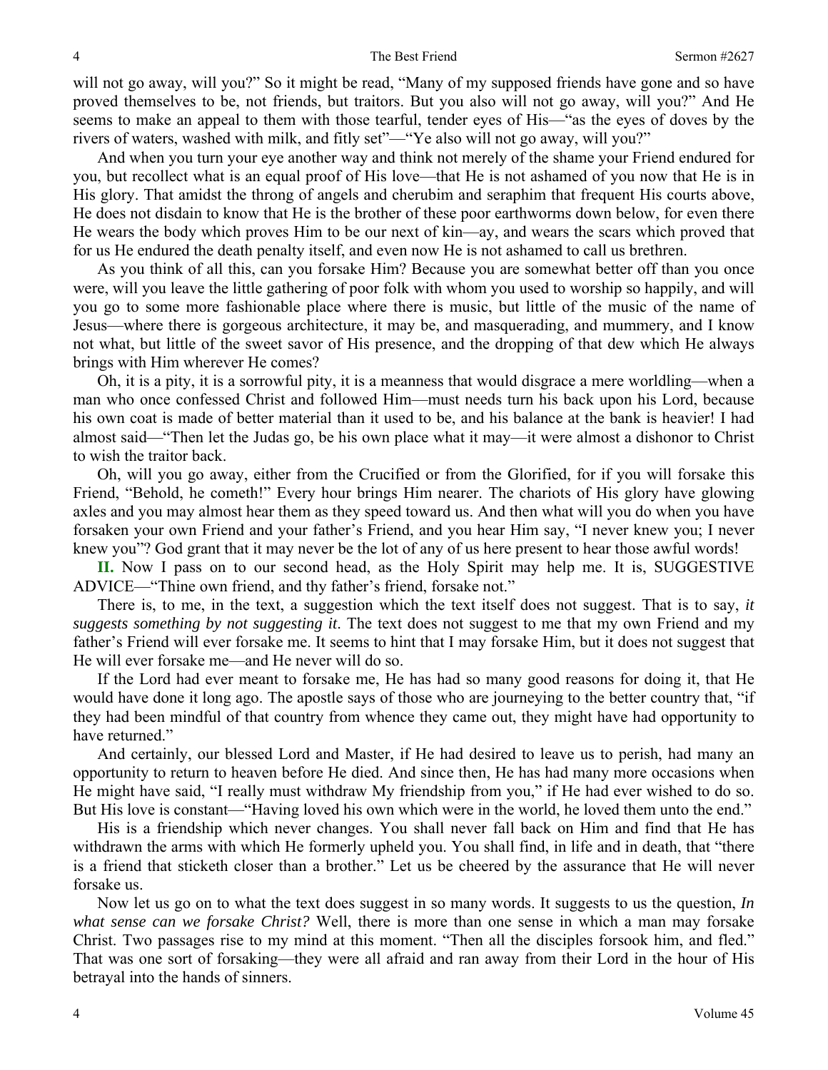will not go away, will you?" So it might be read, "Many of my supposed friends have gone and so have proved themselves to be, not friends, but traitors. But you also will not go away, will you?" And He seems to make an appeal to them with those tearful, tender eyes of His—"as the eyes of doves by the rivers of waters, washed with milk, and fitly set"—"Ye also will not go away, will you?"

And when you turn your eye another way and think not merely of the shame your Friend endured for you, but recollect what is an equal proof of His love—that He is not ashamed of you now that He is in His glory. That amidst the throng of angels and cherubim and seraphim that frequent His courts above, He does not disdain to know that He is the brother of these poor earthworms down below, for even there He wears the body which proves Him to be our next of kin—ay, and wears the scars which proved that for us He endured the death penalty itself, and even now He is not ashamed to call us brethren.

As you think of all this, can you forsake Him? Because you are somewhat better off than you once were, will you leave the little gathering of poor folk with whom you used to worship so happily, and will you go to some more fashionable place where there is music, but little of the music of the name of Jesus—where there is gorgeous architecture, it may be, and masquerading, and mummery, and I know not what, but little of the sweet savor of His presence, and the dropping of that dew which He always brings with Him wherever He comes?

Oh, it is a pity, it is a sorrowful pity, it is a meanness that would disgrace a mere worldling—when a man who once confessed Christ and followed Him—must needs turn his back upon his Lord, because his own coat is made of better material than it used to be, and his balance at the bank is heavier! I had almost said—"Then let the Judas go, be his own place what it may—it were almost a dishonor to Christ to wish the traitor back.

Oh, will you go away, either from the Crucified or from the Glorified, for if you will forsake this Friend, "Behold, he cometh!" Every hour brings Him nearer. The chariots of His glory have glowing axles and you may almost hear them as they speed toward us. And then what will you do when you have forsaken your own Friend and your father's Friend, and you hear Him say, "I never knew you; I never knew you"? God grant that it may never be the lot of any of us here present to hear those awful words!

**II.** Now I pass on to our second head, as the Holy Spirit may help me. It is, SUGGESTIVE ADVICE—"Thine own friend, and thy father's friend, forsake not."

There is, to me, in the text, a suggestion which the text itself does not suggest. That is to say, *it suggests something by not suggesting it*. The text does not suggest to me that my own Friend and my father's Friend will ever forsake me. It seems to hint that I may forsake Him, but it does not suggest that He will ever forsake me—and He never will do so.

If the Lord had ever meant to forsake me, He has had so many good reasons for doing it, that He would have done it long ago. The apostle says of those who are journeying to the better country that, "if they had been mindful of that country from whence they came out, they might have had opportunity to have returned."

And certainly, our blessed Lord and Master, if He had desired to leave us to perish, had many an opportunity to return to heaven before He died. And since then, He has had many more occasions when He might have said, "I really must withdraw My friendship from you," if He had ever wished to do so. But His love is constant—"Having loved his own which were in the world, he loved them unto the end."

His is a friendship which never changes. You shall never fall back on Him and find that He has withdrawn the arms with which He formerly upheld you. You shall find, in life and in death, that "there is a friend that sticketh closer than a brother." Let us be cheered by the assurance that He will never forsake us.

Now let us go on to what the text does suggest in so many words. It suggests to us the question, *In what sense can we forsake Christ?* Well, there is more than one sense in which a man may forsake Christ. Two passages rise to my mind at this moment. "Then all the disciples forsook him, and fled." That was one sort of forsaking—they were all afraid and ran away from their Lord in the hour of His betrayal into the hands of sinners.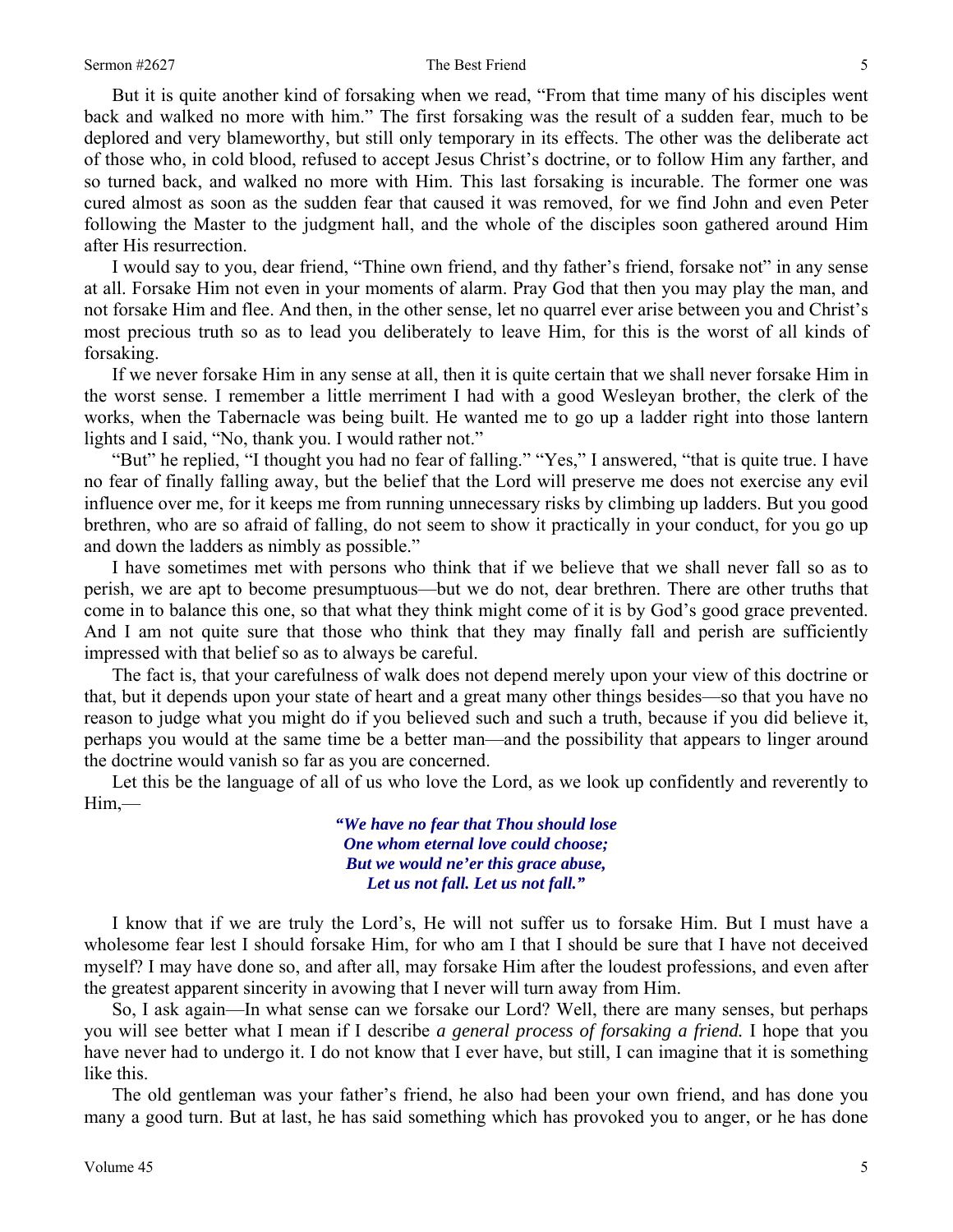But it is quite another kind of forsaking when we read, "From that time many of his disciples went back and walked no more with him." The first forsaking was the result of a sudden fear, much to be deplored and very blameworthy, but still only temporary in its effects. The other was the deliberate act of those who, in cold blood, refused to accept Jesus Christ's doctrine, or to follow Him any farther, and so turned back, and walked no more with Him. This last forsaking is incurable. The former one was cured almost as soon as the sudden fear that caused it was removed, for we find John and even Peter following the Master to the judgment hall, and the whole of the disciples soon gathered around Him after His resurrection.

I would say to you, dear friend, "Thine own friend, and thy father's friend, forsake not" in any sense at all. Forsake Him not even in your moments of alarm. Pray God that then you may play the man, and not forsake Him and flee. And then, in the other sense, let no quarrel ever arise between you and Christ's most precious truth so as to lead you deliberately to leave Him, for this is the worst of all kinds of forsaking.

If we never forsake Him in any sense at all, then it is quite certain that we shall never forsake Him in the worst sense. I remember a little merriment I had with a good Wesleyan brother, the clerk of the works, when the Tabernacle was being built. He wanted me to go up a ladder right into those lantern lights and I said, "No, thank you. I would rather not."

"But" he replied, "I thought you had no fear of falling." "Yes," I answered, "that is quite true. I have no fear of finally falling away, but the belief that the Lord will preserve me does not exercise any evil influence over me, for it keeps me from running unnecessary risks by climbing up ladders. But you good brethren, who are so afraid of falling, do not seem to show it practically in your conduct, for you go up and down the ladders as nimbly as possible."

I have sometimes met with persons who think that if we believe that we shall never fall so as to perish, we are apt to become presumptuous—but we do not, dear brethren. There are other truths that come in to balance this one, so that what they think might come of it is by God's good grace prevented. And I am not quite sure that those who think that they may finally fall and perish are sufficiently impressed with that belief so as to always be careful.

The fact is, that your carefulness of walk does not depend merely upon your view of this doctrine or that, but it depends upon your state of heart and a great many other things besides—so that you have no reason to judge what you might do if you believed such and such a truth, because if you did believe it, perhaps you would at the same time be a better man—and the possibility that appears to linger around the doctrine would vanish so far as you are concerned.

Let this be the language of all of us who love the Lord, as we look up confidently and reverently to Him,—

> ***"We have no fear that Thou should lose***
> ***One whom eternal love could choose;***
> ***But we would ne'er this grace abuse,***
> ***Let us not fall. Let us not fall."***

I know that if we are truly the Lord's, He will not suffer us to forsake Him. But I must have a wholesome fear lest I should forsake Him, for who am I that I should be sure that I have not deceived myself? I may have done so, and after all, may forsake Him after the loudest professions, and even after the greatest apparent sincerity in avowing that I never will turn away from Him.

So, I ask again—In what sense can we forsake our Lord? Well, there are many senses, but perhaps you will see better what I mean if I describe *a general process of forsaking a friend.* I hope that you have never had to undergo it. I do not know that I ever have, but still, I can imagine that it is something like this.

The old gentleman was your father's friend, he also had been your own friend, and has done you many a good turn. But at last, he has said something which has provoked you to anger, or he has done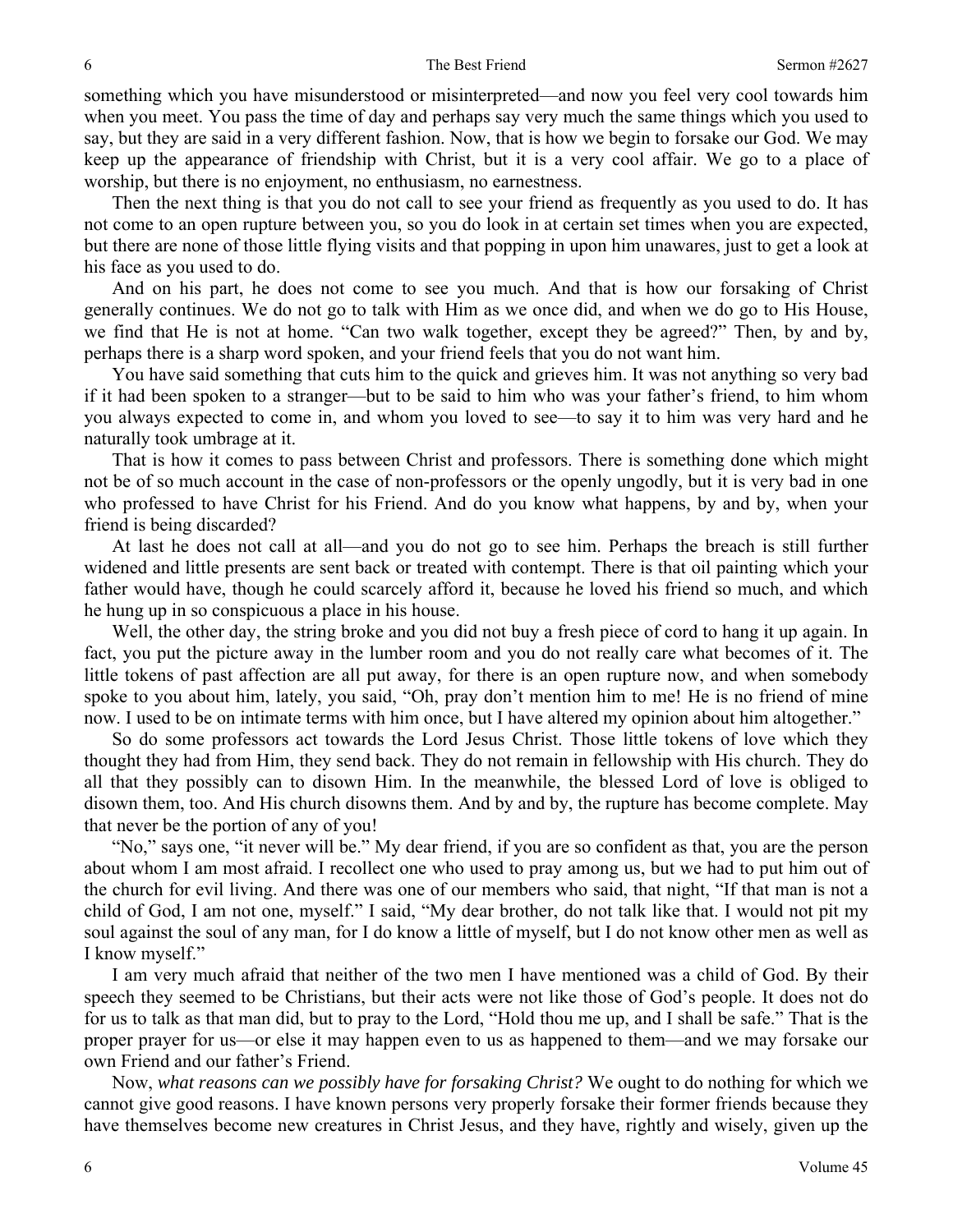something which you have misunderstood or misinterpreted—and now you feel very cool towards him when you meet. You pass the time of day and perhaps say very much the same things which you used to say, but they are said in a very different fashion. Now, that is how we begin to forsake our God. We may keep up the appearance of friendship with Christ, but it is a very cool affair. We go to a place of worship, but there is no enjoyment, no enthusiasm, no earnestness.

Then the next thing is that you do not call to see your friend as frequently as you used to do. It has not come to an open rupture between you, so you do look in at certain set times when you are expected, but there are none of those little flying visits and that popping in upon him unawares, just to get a look at his face as you used to do.

And on his part, he does not come to see you much. And that is how our forsaking of Christ generally continues. We do not go to talk with Him as we once did, and when we do go to His House, we find that He is not at home. "Can two walk together, except they be agreed?" Then, by and by, perhaps there is a sharp word spoken, and your friend feels that you do not want him.

You have said something that cuts him to the quick and grieves him. It was not anything so very bad if it had been spoken to a stranger—but to be said to him who was your father's friend, to him whom you always expected to come in, and whom you loved to see—to say it to him was very hard and he naturally took umbrage at it.

That is how it comes to pass between Christ and professors. There is something done which might not be of so much account in the case of non-professors or the openly ungodly, but it is very bad in one who professed to have Christ for his Friend. And do you know what happens, by and by, when your friend is being discarded?

At last he does not call at all—and you do not go to see him. Perhaps the breach is still further widened and little presents are sent back or treated with contempt. There is that oil painting which your father would have, though he could scarcely afford it, because he loved his friend so much, and which he hung up in so conspicuous a place in his house.

Well, the other day, the string broke and you did not buy a fresh piece of cord to hang it up again. In fact, you put the picture away in the lumber room and you do not really care what becomes of it. The little tokens of past affection are all put away, for there is an open rupture now, and when somebody spoke to you about him, lately, you said, "Oh, pray don't mention him to me! He is no friend of mine now. I used to be on intimate terms with him once, but I have altered my opinion about him altogether."

So do some professors act towards the Lord Jesus Christ. Those little tokens of love which they thought they had from Him, they send back. They do not remain in fellowship with His church. They do all that they possibly can to disown Him. In the meanwhile, the blessed Lord of love is obliged to disown them, too. And His church disowns them. And by and by, the rupture has become complete. May that never be the portion of any of you!

"No," says one, "it never will be." My dear friend, if you are so confident as that, you are the person about whom I am most afraid. I recollect one who used to pray among us, but we had to put him out of the church for evil living. And there was one of our members who said, that night, "If that man is not a child of God, I am not one, myself." I said, "My dear brother, do not talk like that. I would not pit my soul against the soul of any man, for I do know a little of myself, but I do not know other men as well as I know myself."

I am very much afraid that neither of the two men I have mentioned was a child of God. By their speech they seemed to be Christians, but their acts were not like those of God's people. It does not do for us to talk as that man did, but to pray to the Lord, "Hold thou me up, and I shall be safe." That is the proper prayer for us—or else it may happen even to us as happened to them—and we may forsake our own Friend and our father's Friend.

Now, *what reasons can we possibly have for forsaking Christ?* We ought to do nothing for which we cannot give good reasons. I have known persons very properly forsake their former friends because they have themselves become new creatures in Christ Jesus, and they have, rightly and wisely, given up the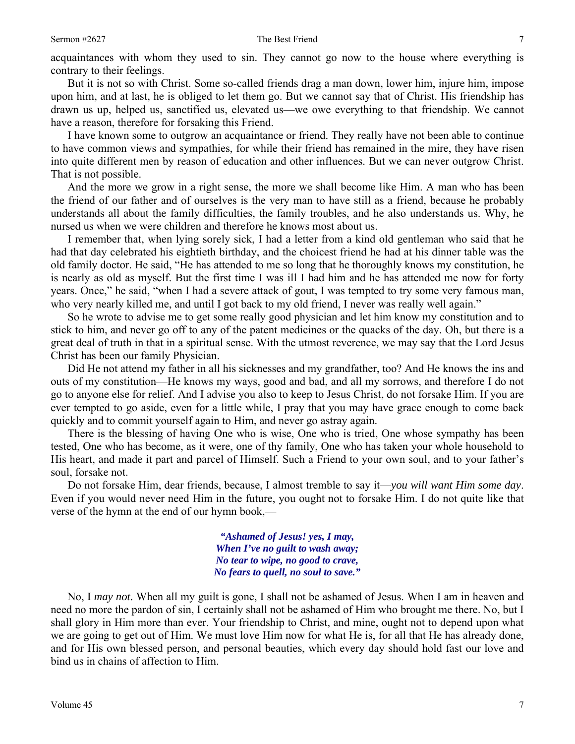acquaintances with whom they used to sin. They cannot go now to the house where everything is contrary to their feelings.

But it is not so with Christ. Some so-called friends drag a man down, lower him, injure him, impose upon him, and at last, he is obliged to let them go. But we cannot say that of Christ. His friendship has drawn us up, helped us, sanctified us, elevated us—we owe everything to that friendship. We cannot have a reason, therefore for forsaking this Friend.

I have known some to outgrow an acquaintance or friend. They really have not been able to continue to have common views and sympathies, for while their friend has remained in the mire, they have risen into quite different men by reason of education and other influences. But we can never outgrow Christ. That is not possible.

And the more we grow in a right sense, the more we shall become like Him. A man who has been the friend of our father and of ourselves is the very man to have still as a friend, because he probably understands all about the family difficulties, the family troubles, and he also understands us. Why, he nursed us when we were children and therefore he knows most about us.

I remember that, when lying sorely sick, I had a letter from a kind old gentleman who said that he had that day celebrated his eightieth birthday, and the choicest friend he had at his dinner table was the old family doctor. He said, "He has attended to me so long that he thoroughly knows my constitution, he is nearly as old as myself. But the first time I was ill I had him and he has attended me now for forty years. Once," he said, "when I had a severe attack of gout, I was tempted to try some very famous man, who very nearly killed me, and until I got back to my old friend, I never was really well again."

So he wrote to advise me to get some really good physician and let him know my constitution and to stick to him, and never go off to any of the patent medicines or the quacks of the day. Oh, but there is a great deal of truth in that in a spiritual sense. With the utmost reverence, we may say that the Lord Jesus Christ has been our family Physician.

Did He not attend my father in all his sicknesses and my grandfather, too? And He knows the ins and outs of my constitution—He knows my ways, good and bad, and all my sorrows, and therefore I do not go to anyone else for relief. And I advise you also to keep to Jesus Christ, do not forsake Him. If you are ever tempted to go aside, even for a little while, I pray that you may have grace enough to come back quickly and to commit yourself again to Him, and never go astray again.

There is the blessing of having One who is wise, One who is tried, One whose sympathy has been tested, One who has become, as it were, one of thy family, One who has taken your whole household to His heart, and made it part and parcel of Himself. Such a Friend to your own soul, and to your father's soul, forsake not.

Do not forsake Him, dear friends, because, I almost tremble to say it—*you will want Him some day*. Even if you would never need Him in the future, you ought not to forsake Him. I do not quite like that verse of the hymn at the end of our hymn book,—

> ***"Ashamed of Jesus! yes, I may,***
> ***When I've no guilt to wash away;***
> ***No tear to wipe, no good to crave,***
> ***No fears to quell, no soul to save."***

No, I *may not.* When all my guilt is gone, I shall not be ashamed of Jesus. When I am in heaven and need no more the pardon of sin, I certainly shall not be ashamed of Him who brought me there. No, but I shall glory in Him more than ever. Your friendship to Christ, and mine, ought not to depend upon what we are going to get out of Him. We must love Him now for what He is, for all that He has already done, and for His own blessed person, and personal beauties, which every day should hold fast our love and bind us in chains of affection to Him.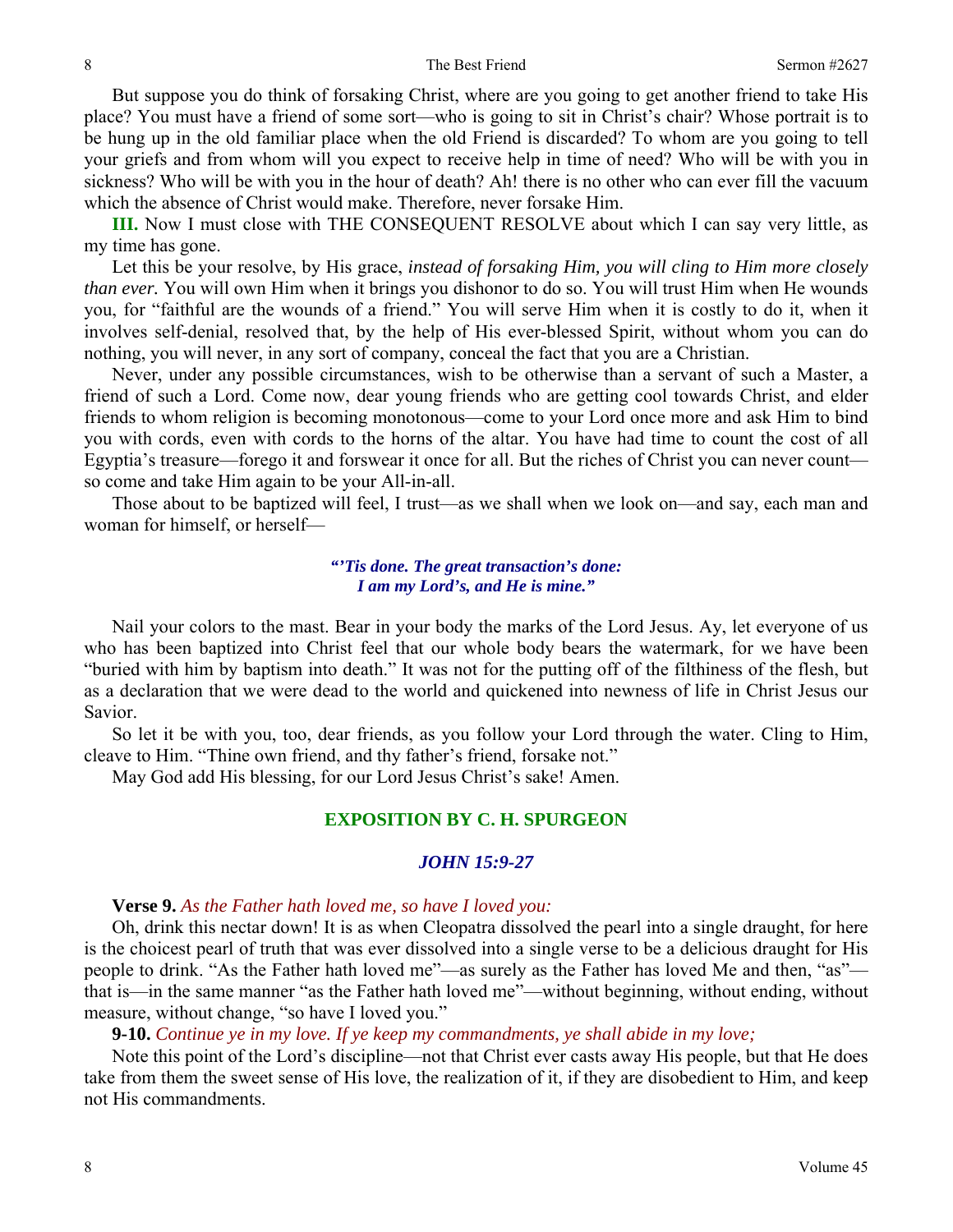But suppose you do think of forsaking Christ, where are you going to get another friend to take His place? You must have a friend of some sort—who is going to sit in Christ's chair? Whose portrait is to be hung up in the old familiar place when the old Friend is discarded? To whom are you going to tell your griefs and from whom will you expect to receive help in time of need? Who will be with you in sickness? Who will be with you in the hour of death? Ah! there is no other who can ever fill the vacuum which the absence of Christ would make. Therefore, never forsake Him.

**III.** Now I must close with THE CONSEQUENT RESOLVE about which I can say very little, as my time has gone.

Let this be your resolve, by His grace, *instead of forsaking Him, you will cling to Him more closely than ever.* You will own Him when it brings you dishonor to do so. You will trust Him when He wounds you, for "faithful are the wounds of a friend." You will serve Him when it is costly to do it, when it involves self-denial, resolved that, by the help of His ever-blessed Spirit, without whom you can do nothing, you will never, in any sort of company, conceal the fact that you are a Christian.

Never, under any possible circumstances, wish to be otherwise than a servant of such a Master, a friend of such a Lord. Come now, dear young friends who are getting cool towards Christ, and elder friends to whom religion is becoming monotonous—come to your Lord once more and ask Him to bind you with cords, even with cords to the horns of the altar. You have had time to count the cost of all Egyptia's treasure—forego it and forswear it once for all. But the riches of Christ you can never count—so come and take Him again to be your All-in-all.

Those about to be baptized will feel, I trust—as we shall when we look on—and say, each man and woman for himself, or herself—

> ***"'Tis done. The great transaction's done:***
> ***I am my Lord's, and He is mine."***

Nail your colors to the mast. Bear in your body the marks of the Lord Jesus. Ay, let everyone of us who has been baptized into Christ feel that our whole body bears the watermark, for we have been "buried with him by baptism into death." It was not for the putting off of the filthiness of the flesh, but as a declaration that we were dead to the world and quickened into newness of life in Christ Jesus our Savior.

So let it be with you, too, dear friends, as you follow your Lord through the water. Cling to Him, cleave to Him. "Thine own friend, and thy father's friend, forsake not."

May God add His blessing, for our Lord Jesus Christ's sake! Amen.

## EXPOSITION BY C. H. SPURGEON

### *JOHN 15:9-27*

**Verse 9.** *As the Father hath loved me, so have I loved you:*

Oh, drink this nectar down! It is as when Cleopatra dissolved the pearl into a single draught, for here is the choicest pearl of truth that was ever dissolved into a single verse to be a delicious draught for His people to drink. "As the Father hath loved me"—as surely as the Father has loved Me and then, "as"—that is—in the same manner "as the Father hath loved me"—without beginning, without ending, without measure, without change, "so have I loved you."

**9-10.** *Continue ye in my love. If ye keep my commandments, ye shall abide in my love;*

Note this point of the Lord's discipline—not that Christ ever casts away His people, but that He does take from them the sweet sense of His love, the realization of it, if they are disobedient to Him, and keep not His commandments.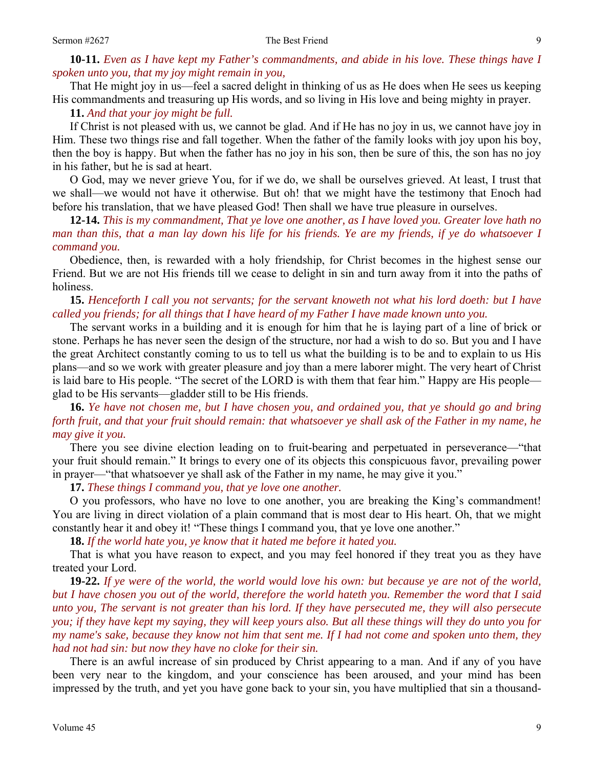**10-11.** *Even as I have kept my Father's commandments, and abide in his love. These things have I spoken unto you, that my joy might remain in you,*

That He might joy in us—feel a sacred delight in thinking of us as He does when He sees us keeping His commandments and treasuring up His words, and so living in His love and being mighty in prayer.

**11.** *And that your joy might be full.*

If Christ is not pleased with us, we cannot be glad. And if He has no joy in us, we cannot have joy in Him. These two things rise and fall together. When the father of the family looks with joy upon his boy, then the boy is happy. But when the father has no joy in his son, then be sure of this, the son has no joy in his father, but he is sad at heart.

O God, may we never grieve You, for if we do, we shall be ourselves grieved. At least, I trust that we shall—we would not have it otherwise. But oh! that we might have the testimony that Enoch had before his translation, that we have pleased God! Then shall we have true pleasure in ourselves.

**12-14.** *This is my commandment, That ye love one another, as I have loved you. Greater love hath no man than this, that a man lay down his life for his friends. Ye are my friends, if ye do whatsoever I command you.*

Obedience, then, is rewarded with a holy friendship, for Christ becomes in the highest sense our Friend. But we are not His friends till we cease to delight in sin and turn away from it into the paths of holiness.

**15.** *Henceforth I call you not servants; for the servant knoweth not what his lord doeth: but I have called you friends; for all things that I have heard of my Father I have made known unto you.*

The servant works in a building and it is enough for him that he is laying part of a line of brick or stone. Perhaps he has never seen the design of the structure, nor had a wish to do so. But you and I have the great Architect constantly coming to us to tell us what the building is to be and to explain to us His plans—and so we work with greater pleasure and joy than a mere laborer might. The very heart of Christ is laid bare to His people. "The secret of the LORD is with them that fear him." Happy are His people—glad to be His servants—gladder still to be His friends.

**16.** *Ye have not chosen me, but I have chosen you, and ordained you, that ye should go and bring forth fruit, and that your fruit should remain: that whatsoever ye shall ask of the Father in my name, he may give it you.*

There you see divine election leading on to fruit-bearing and perpetuated in perseverance—"that your fruit should remain." It brings to every one of its objects this conspicuous favor, prevailing power in prayer—"that whatsoever ye shall ask of the Father in my name, he may give it you."

**17.** *These things I command you, that ye love one another.*

O you professors, who have no love to one another, you are breaking the King's commandment! You are living in direct violation of a plain command that is most dear to His heart. Oh, that we might constantly hear it and obey it! "These things I command you, that ye love one another."

**18.** *If the world hate you, ye know that it hated me before it hated you.*

That is what you have reason to expect, and you may feel honored if they treat you as they have treated your Lord.

**19-22.** *If ye were of the world, the world would love his own: but because ye are not of the world, but I have chosen you out of the world, therefore the world hateth you. Remember the word that I said unto you, The servant is not greater than his lord. If they have persecuted me, they will also persecute you; if they have kept my saying, they will keep yours also. But all these things will they do unto you for my name's sake, because they know not him that sent me. If I had not come and spoken unto them, they had not had sin: but now they have no cloke for their sin.*

There is an awful increase of sin produced by Christ appearing to a man. And if any of you have been very near to the kingdom, and your conscience has been aroused, and your mind has been impressed by the truth, and yet you have gone back to your sin, you have multiplied that sin a thousand-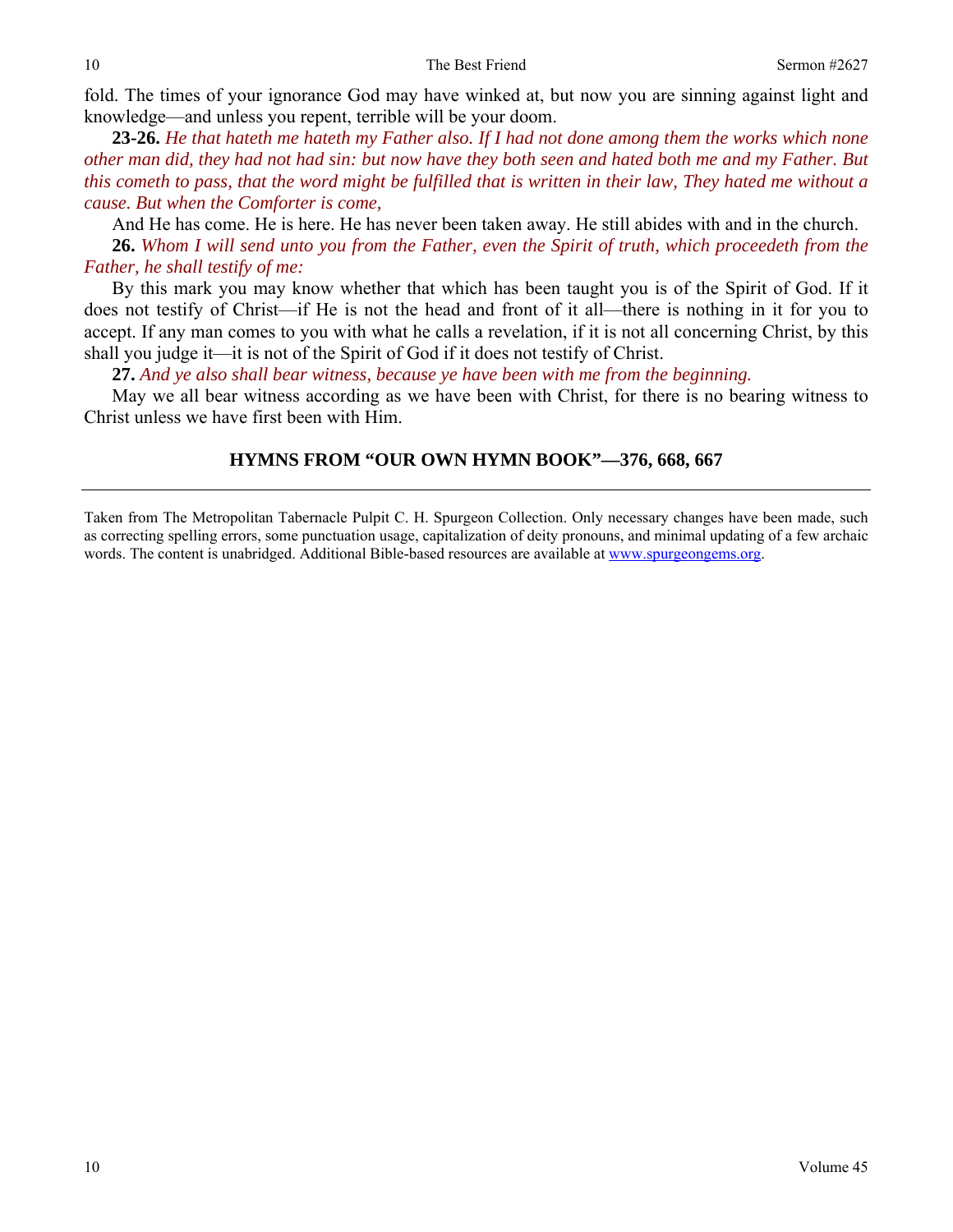fold. The times of your ignorance God may have winked at, but now you are sinning against light and knowledge—and unless you repent, terrible will be your doom.

**23-26.** *He that hateth me hateth my Father also. If I had not done among them the works which none other man did, they had not had sin: but now have they both seen and hated both me and my Father. But this cometh to pass, that the word might be fulfilled that is written in their law, They hated me without a cause. But when the Comforter is come,*

And He has come. He is here. He has never been taken away. He still abides with and in the church.

**26.** *Whom I will send unto you from the Father, even the Spirit of truth, which proceedeth from the Father, he shall testify of me:*

By this mark you may know whether that which has been taught you is of the Spirit of God. If it does not testify of Christ—if He is not the head and front of it all—there is nothing in it for you to accept. If any man comes to you with what he calls a revelation, if it is not all concerning Christ, by this shall you judge it—it is not of the Spirit of God if it does not testify of Christ.

**27.** *And ye also shall bear witness, because ye have been with me from the beginning.*

May we all bear witness according as we have been with Christ, for there is no bearing witness to Christ unless we have first been with Him.

## HYMNS FROM "OUR OWN HYMN BOOK"—376, 668, 667

---

Taken from The Metropolitan Tabernacle Pulpit C. H. Spurgeon Collection. Only necessary changes have been made, such as correcting spelling errors, some punctuation usage, capitalization of deity pronouns, and minimal updating of a few archaic words. The content is unabridged. Additional Bible-based resources are available at www.spurgeongems.org.